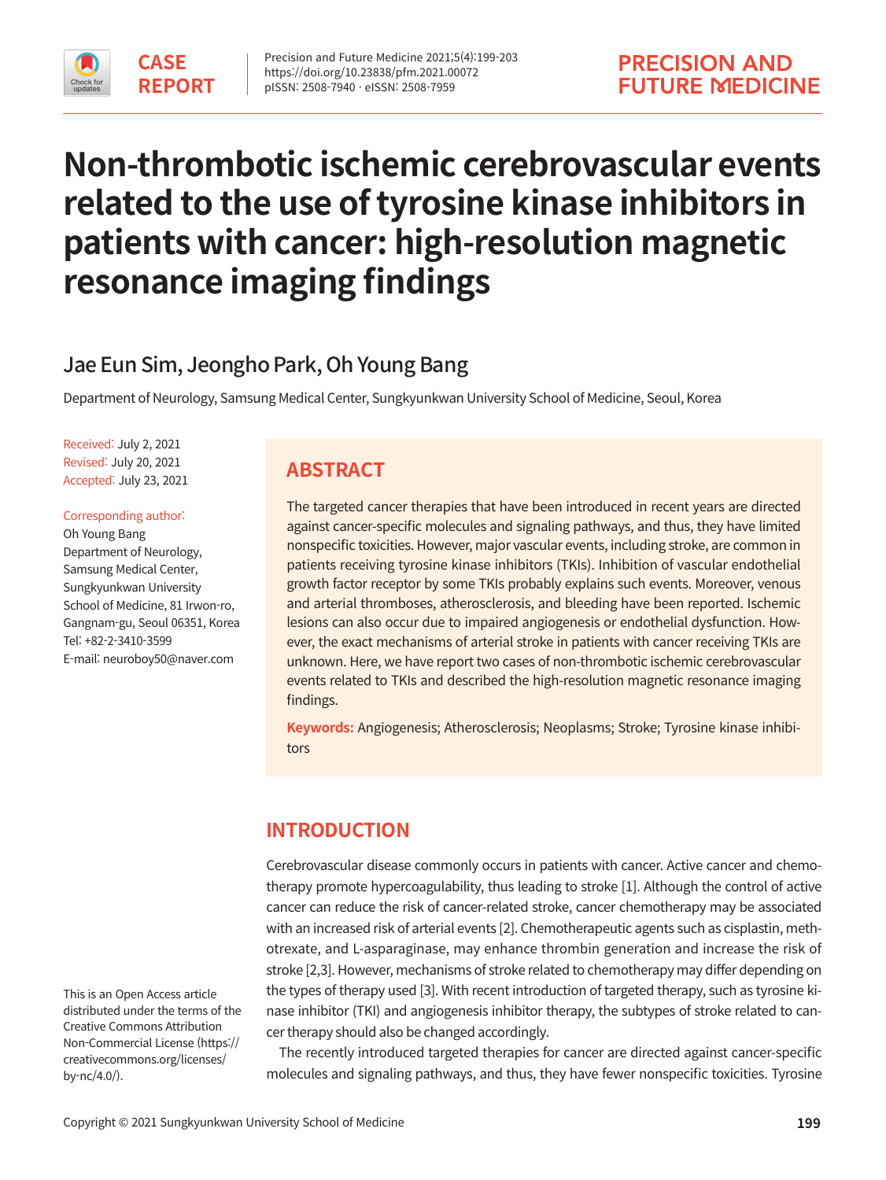CASE REPORT

# Non-thrombotic ischemic cerebrovascular events related to the use of tyrosine kinase inhibitors in patients with cancer: high-resolution magnetic resonance imaging findings

Jae Eun Sim, Jeongho Park, Oh Young Bang

Department of Neurology, Samsung Medical Center, Sungkyunkwan University School of Medicine, Seoul, Korea

Received: July 2, 2021
Revised: July 20, 2021
Accepted: July 23, 2021

Corresponding author:
Oh Young Bang
Department of Neurology, Samsung Medical Center, Sungkyunkwan University School of Medicine, 81 Irwon-ro, Gangnam-gu, Seoul 06351, Korea
Tel: +82-2-3410-3599
E-mail: neuroboy50@naver.com

## ABSTRACT

The targeted cancer therapies that have been introduced in recent years are directed against cancer-specific molecules and signaling pathways, and thus, they have limited nonspecific toxicities. However, major vascular events, including stroke, are common in patients receiving tyrosine kinase inhibitors (TKIs). Inhibition of vascular endothelial growth factor receptor by some TKIs probably explains such events. Moreover, venous and arterial thromboses, atherosclerosis, and bleeding have been reported. Ischemic lesions can also occur due to impaired angiogenesis or endothelial dysfunction. However, the exact mechanisms of arterial stroke in patients with cancer receiving TKIs are unknown. Here, we have report two cases of non-thrombotic ischemic cerebrovascular events related to TKIs and described the high-resolution magnetic resonance imaging findings.

**Keywords:** Angiogenesis; Atherosclerosis; Neoplasms; Stroke; Tyrosine kinase inhibitors

## INTRODUCTION

Cerebrovascular disease commonly occurs in patients with cancer. Active cancer and chemotherapy promote hypercoagulability, thus leading to stroke [1]. Although the control of active cancer can reduce the risk of cancer-related stroke, cancer chemotherapy may be associated with an increased risk of arterial events [2]. Chemotherapeutic agents such as cisplastin, methotrexate, and L-asparaginase, may enhance thrombin generation and increase the risk of stroke [2,3]. However, mechanisms of stroke related to chemotherapy may differ depending on the types of therapy used [3]. With recent introduction of targeted therapy, such as tyrosine kinase inhibitor (TKI) and angiogenesis inhibitor therapy, the subtypes of stroke related to cancer therapy should also be changed accordingly.

The recently introduced targeted therapies for cancer are directed against cancer-specific molecules and signaling pathways, and thus, they have fewer nonspecific toxicities. Tyrosine

This is an Open Access article distributed under the terms of the Creative Commons Attribution Non-Commercial License (https://creativecommons.org/licenses/by-nc/4.0/).

Copyright © 2021 Sungkyunkwan University School of Medicine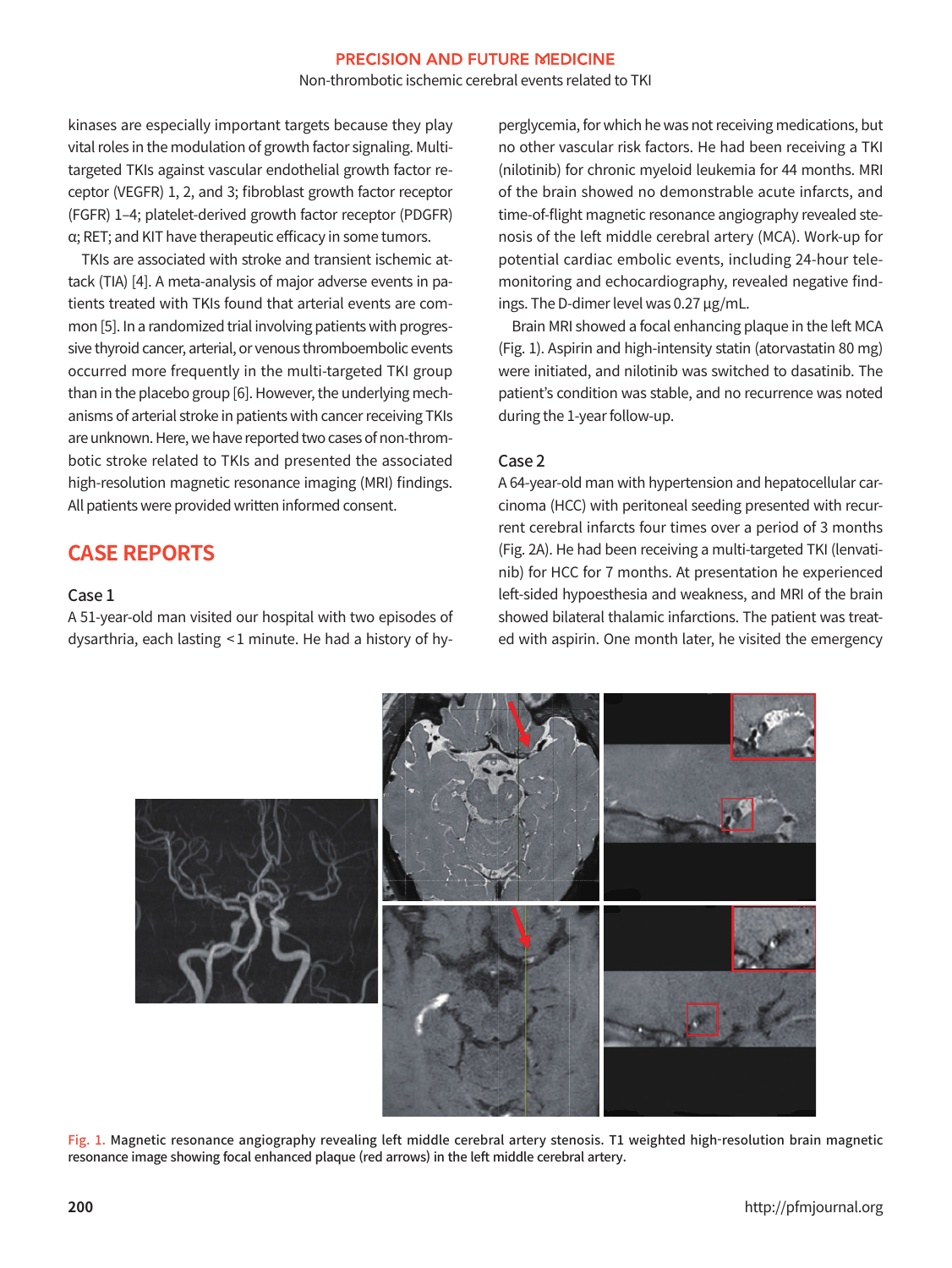kinases are especially important targets because they play vital roles in the modulation of growth factor signaling. Multi-targeted TKIs against vascular endothelial growth factor receptor (VEGFR) 1, 2, and 3; fibroblast growth factor receptor (FGFR) 1–4; platelet-derived growth factor receptor (PDGFR) α; RET; and KIT have therapeutic efficacy in some tumors.

TKIs are associated with stroke and transient ischemic attack (TIA) [4]. A meta-analysis of major adverse events in patients treated with TKIs found that arterial events are common [5]. In a randomized trial involving patients with progressive thyroid cancer, arterial, or venous thromboembolic events occurred more frequently in the multi-targeted TKI group than in the placebo group [6]. However, the underlying mechanisms of arterial stroke in patients with cancer receiving TKIs are unknown. Here, we have reported two cases of non-thrombotic stroke related to TKIs and presented the associated high-resolution magnetic resonance imaging (MRI) findings. All patients were provided written informed consent.

## CASE REPORTS

### Case 1

A 51-year-old man visited our hospital with two episodes of dysarthria, each lasting <1 minute. He had a history of hyperglycemia, for which he was not receiving medications, but no other vascular risk factors. He had been receiving a TKI (nilotinib) for chronic myeloid leukemia for 44 months. MRI of the brain showed no demonstrable acute infarcts, and time-of-flight magnetic resonance angiography revealed stenosis of the left middle cerebral artery (MCA). Work-up for potential cardiac embolic events, including 24-hour telemonitoring and echocardiography, revealed negative findings. The D-dimer level was 0.27 μg/mL.

Brain MRI showed a focal enhancing plaque in the left MCA (Fig. 1). Aspirin and high-intensity statin (atorvastatin 80 mg) were initiated, and nilotinib was switched to dasatinib. The patient's condition was stable, and no recurrence was noted during the 1-year follow-up.

### Case 2

A 64-year-old man with hypertension and hepatocellular carcinoma (HCC) with peritoneal seeding presented with recurrent cerebral infarcts four times over a period of 3 months (Fig. 2A). He had been receiving a multi-targeted TKI (lenvatinib) for HCC for 7 months. At presentation he experienced left-sided hypoesthesia and weakness, and MRI of the brain showed bilateral thalamic infarctions. The patient was treated with aspirin. One month later, he visited the emergency

Fig. 1. Magnetic resonance angiography revealing left middle cerebral artery stenosis. T1 weighted high-resolution brain magnetic resonance image showing focal enhanced plaque (red arrows) in the left middle cerebral artery.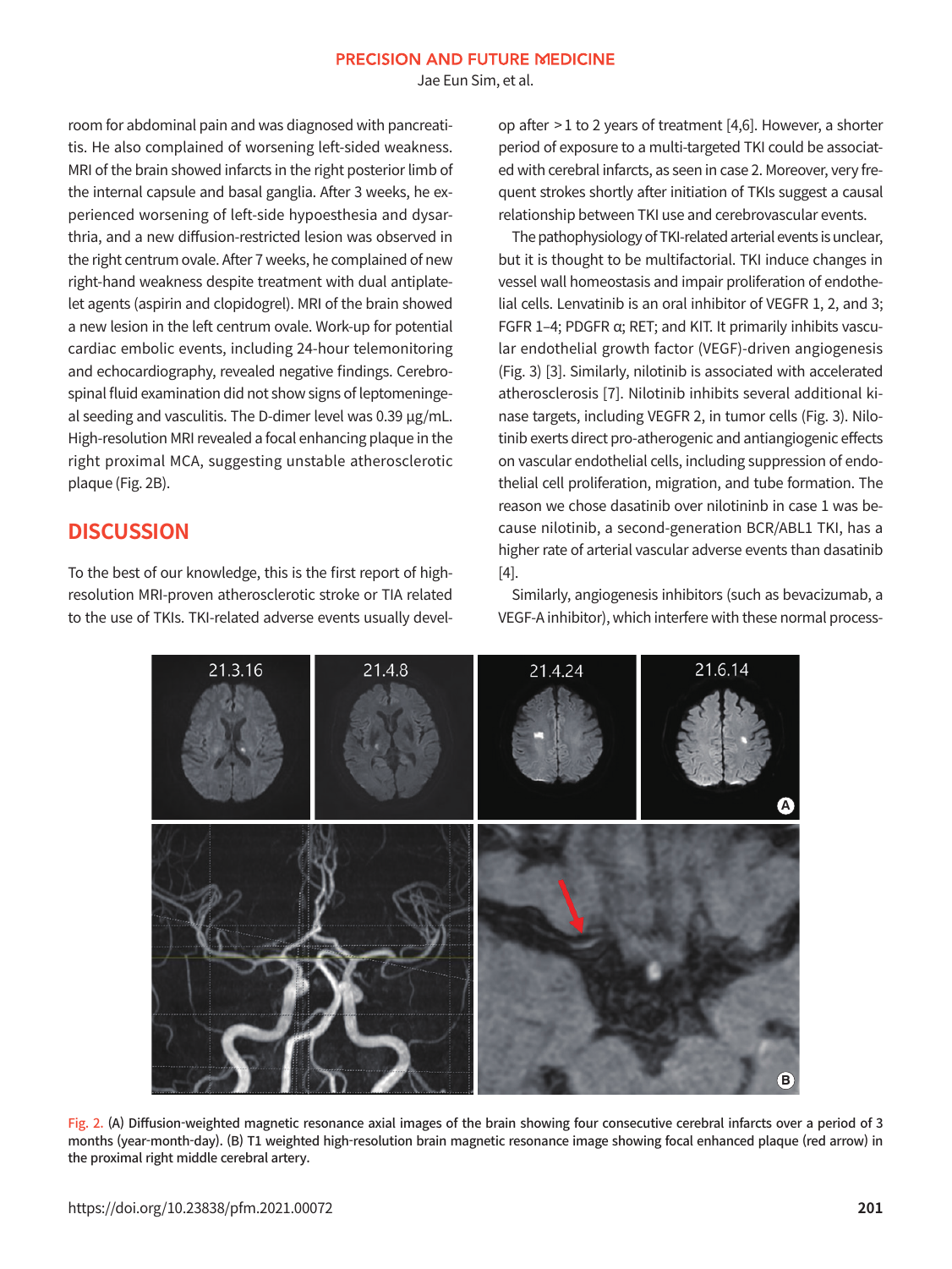room for abdominal pain and was diagnosed with pancreatitis. He also complained of worsening left-sided weakness. MRI of the brain showed infarcts in the right posterior limb of the internal capsule and basal ganglia. After 3 weeks, he experienced worsening of left-side hypoesthesia and dysarthria, and a new diffusion-restricted lesion was observed in the right centrum ovale. After 7 weeks, he complained of new right-hand weakness despite treatment with dual antiplatelet agents (aspirin and clopidogrel). MRI of the brain showed a new lesion in the left centrum ovale. Work-up for potential cardiac embolic events, including 24-hour telemonitoring and echocardiography, revealed negative findings. Cerebrospinal fluid examination did not show signs of leptomeningeal seeding and vasculitis. The D-dimer level was 0.39 μg/mL. High-resolution MRI revealed a focal enhancing plaque in the right proximal MCA, suggesting unstable atherosclerotic plaque (Fig. 2B).

## DISCUSSION

To the best of our knowledge, this is the first report of high-resolution MRI-proven atherosclerotic stroke or TIA related to the use of TKIs. TKI-related adverse events usually develop after >1 to 2 years of treatment [4,6]. However, a shorter period of exposure to a multi-targeted TKI could be associated with cerebral infarcts, as seen in case 2. Moreover, very frequent strokes shortly after initiation of TKIs suggest a causal relationship between TKI use and cerebrovascular events.

The pathophysiology of TKI-related arterial events is unclear, but it is thought to be multifactorial. TKI induce changes in vessel wall homeostasis and impair proliferation of endothelial cells. Lenvatinib is an oral inhibitor of VEGFR 1, 2, and 3; FGFR 1–4; PDGFR α; RET; and KIT. It primarily inhibits vascular endothelial growth factor (VEGF)-driven angiogenesis (Fig. 3) [3]. Similarly, nilotinib is associated with accelerated atherosclerosis [7]. Nilotinib inhibits several additional kinase targets, including VEGFR 2, in tumor cells (Fig. 3). Nilotinib exerts direct pro-atherogenic and antiangiogenic effects on vascular endothelial cells, including suppression of endothelial cell proliferation, migration, and tube formation. The reason we chose dasatinib over nilotininb in case 1 was because nilotinib, a second-generation BCR/ABL1 TKI, has a higher rate of arterial vascular adverse events than dasatinib [4].

Similarly, angiogenesis inhibitors (such as bevacizumab, a VEGF-A inhibitor), which interfere with these normal process-

21.3.16
21.4.8
21.4.24
21.6.14
A
B

Fig. 2. (A) Diffusion-weighted magnetic resonance axial images of the brain showing four consecutive cerebral infarcts over a period of 3 months (year-month-day). (B) T1 weighted high-resolution brain magnetic resonance image showing focal enhanced plaque (red arrow) in the proximal right middle cerebral artery.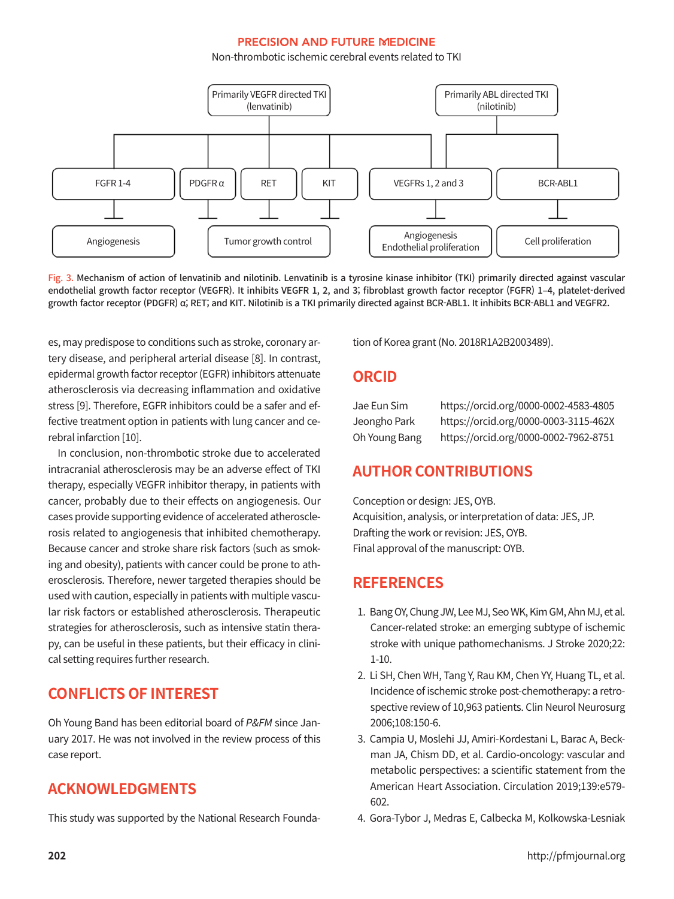Primarily VEGFR directed TKI (lenvatinib)

Primarily ABL directed TKI (nilotinib)

FGFR 1-4

PDGFR α

RET

KIT

VEGFRs 1, 2 and 3

BCR-ABL1

Angiogenesis

Tumor growth control

Angiogenesis
Endothelial proliferation

Cell proliferation

Fig. 3. Mechanism of action of lenvatinib and nilotinib. Lenvatinib is a tyrosine kinase inhibitor (TKI) primarily directed against vascular endothelial growth factor receptor (VEGFR). It inhibits VEGFR 1, 2, and 3; fibroblast growth factor receptor (FGFR) 1–4, platelet-derived growth factor receptor (PDGFR) α; RET; and KIT. Nilotinib is a TKI primarily directed against BCR-ABL1. It inhibits BCR-ABL1 and VEGFR2.

es, may predispose to conditions such as stroke, coronary artery disease, and peripheral arterial disease [8]. In contrast, epidermal growth factor receptor (EGFR) inhibitors attenuate atherosclerosis via decreasing inflammation and oxidative stress [9]. Therefore, EGFR inhibitors could be a safer and effective treatment option in patients with lung cancer and cerebral infarction [10].

In conclusion, non-thrombotic stroke due to accelerated intracranial atherosclerosis may be an adverse effect of TKI therapy, especially VEGFR inhibitor therapy, in patients with cancer, probably due to their effects on angiogenesis. Our cases provide supporting evidence of accelerated atherosclerosis related to angiogenesis that inhibited chemotherapy. Because cancer and stroke share risk factors (such as smoking and obesity), patients with cancer could be prone to atherosclerosis. Therefore, newer targeted therapies should be used with caution, especially in patients with multiple vascular risk factors or established atherosclerosis. Therapeutic strategies for atherosclerosis, such as intensive statin therapy, can be useful in these patients, but their efficacy in clinical setting requires further research.

## CONFLICTS OF INTEREST

Oh Young Band has been editorial board of *P&FM* since January 2017. He was not involved in the review process of this case report.

## ACKNOWLEDGMENTS

This study was supported by the National Research Foundation of Korea grant (No. 2018R1A2B2003489).

## ORCID

| | |
|---|---|
| Jae Eun Sim | https://orcid.org/0000-0002-4583-4805 |
| Jeongho Park | https://orcid.org/0000-0003-3115-462X |
| Oh Young Bang | https://orcid.org/0000-0002-7962-8751 |

## AUTHOR CONTRIBUTIONS

Conception or design: JES, OYB.
Acquisition, analysis, or interpretation of data: JES, JP.
Drafting the work or revision: JES, OYB.
Final approval of the manuscript: OYB.

## REFERENCES

1. Bang OY, Chung JW, Lee MJ, Seo WK, Kim GM, Ahn MJ, et al. Cancer-related stroke: an emerging subtype of ischemic stroke with unique pathomechanisms. J Stroke 2020;22:1-10.
2. Li SH, Chen WH, Tang Y, Rau KM, Chen YY, Huang TL, et al. Incidence of ischemic stroke post-chemotherapy: a retrospective review of 10,963 patients. Clin Neurol Neurosurg 2006;108:150-6.
3. Campia U, Moslehi JJ, Amiri-Kordestani L, Barac A, Beckman JA, Chism DD, et al. Cardio-oncology: vascular and metabolic perspectives: a scientific statement from the American Heart Association. Circulation 2019;139:e579-602.
4. Gora-Tybor J, Medras E, Calbecka M, Kolkowska-Lesniak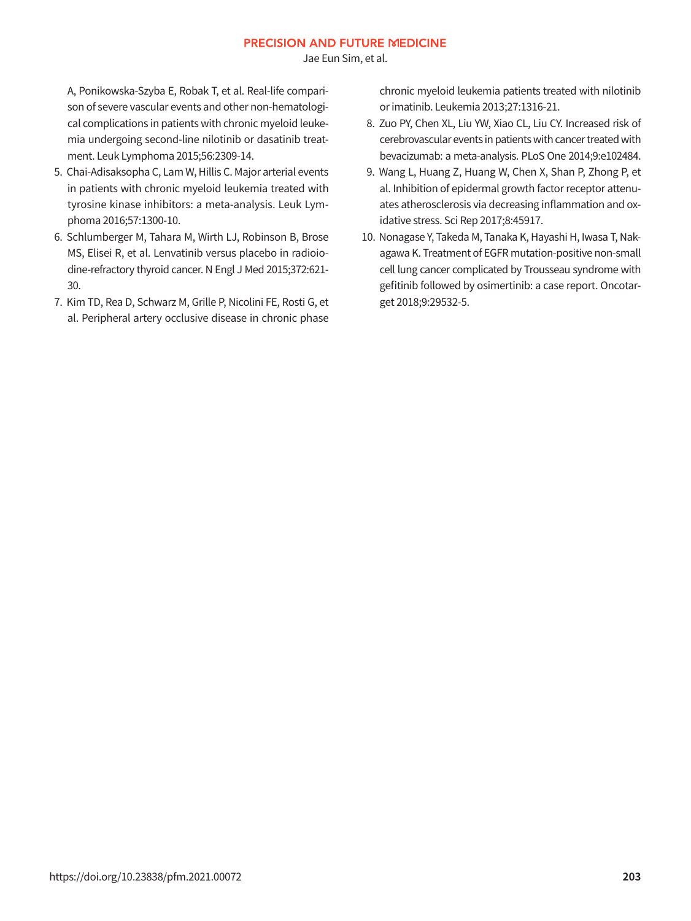A, Ponikowska-Szyba E, Robak T, et al. Real-life comparison of severe vascular events and other non-hematological complications in patients with chronic myeloid leukemia undergoing second-line nilotinib or dasatinib treatment. Leuk Lymphoma 2015;56:2309-14.

5. Chai-Adisaksopha C, Lam W, Hillis C. Major arterial events in patients with chronic myeloid leukemia treated with tyrosine kinase inhibitors: a meta-analysis. Leuk Lymphoma 2016;57:1300-10.
6. Schlumberger M, Tahara M, Wirth LJ, Robinson B, Brose MS, Elisei R, et al. Lenvatinib versus placebo in radioiodine-refractory thyroid cancer. N Engl J Med 2015;372:621-30.
7. Kim TD, Rea D, Schwarz M, Grille P, Nicolini FE, Rosti G, et al. Peripheral artery occlusive disease in chronic phase chronic myeloid leukemia patients treated with nilotinib or imatinib. Leukemia 2013;27:1316-21.
8. Zuo PY, Chen XL, Liu YW, Xiao CL, Liu CY. Increased risk of cerebrovascular events in patients with cancer treated with bevacizumab: a meta-analysis. PLoS One 2014;9:e102484.
9. Wang L, Huang Z, Huang W, Chen X, Shan P, Zhong P, et al. Inhibition of epidermal growth factor receptor attenuates atherosclerosis via decreasing inflammation and oxidative stress. Sci Rep 2017;8:45917.
10. Nonagase Y, Takeda M, Tanaka K, Hayashi H, Iwasa T, Nakagawa K. Treatment of EGFR mutation-positive non-small cell lung cancer complicated by Trousseau syndrome with gefitinib followed by osimertinib: a case report. Oncotarget 2018;9:29532-5.